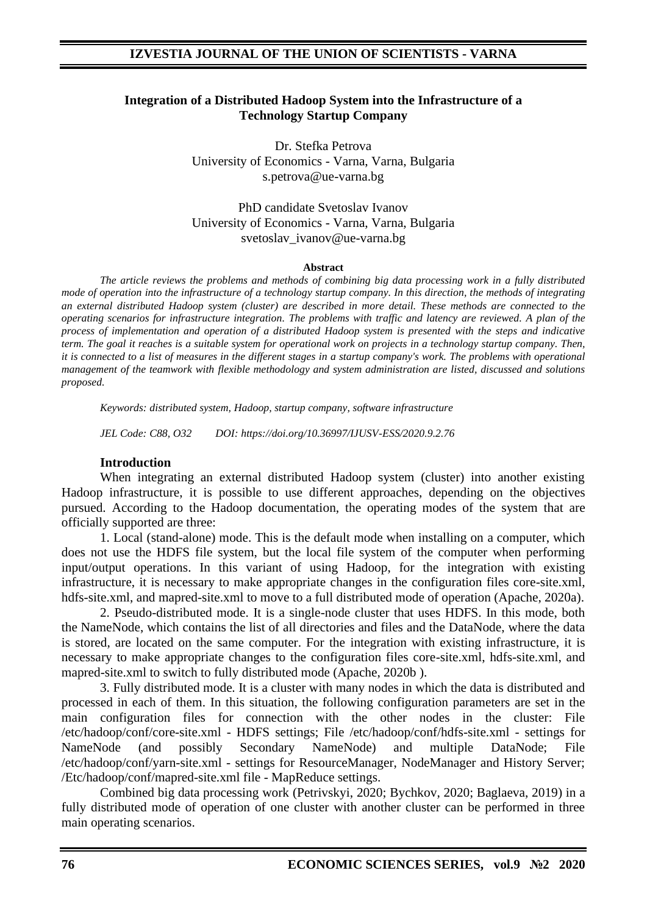# Integration of a Distributed Hadoop System into the Infrastructure of a Technology Startup Company

Dr. Stefka Petrova
University of Economics - Varna, Varna, Bulgaria
s.petrova@ue-varna.bg

PhD candidate Svetoslav Ivanov
University of Economics - Varna, Varna, Bulgaria
svetoslav_ivanov@ue-varna.bg

**Abstract**

*The article reviews the problems and methods of combining big data processing work in a fully distributed mode of operation into the infrastructure of a technology startup company. In this direction, the methods of integrating an external distributed Hadoop system (cluster) are described in more detail. These methods are connected to the operating scenarios for infrastructure integration. The problems with traffic and latency are reviewed. A plan of the process of implementation and operation of a distributed Hadoop system is presented with the steps and indicative term. The goal it reaches is a suitable system for operational work on projects in a technology startup company. Then, it is connected to a list of measures in the different stages in a startup company's work. The problems with operational management of the teamwork with flexible methodology and system administration are listed, discussed and solutions proposed.*

*Keywords: distributed system, Hadoop, startup company, software infrastructure*

*JEL Code: C88, O32 DOI: https://doi.org/10.36997/IJUSV-ESS/2020.9.2.76*

## Introduction

When integrating an external distributed Hadoop system (cluster) into another existing Hadoop infrastructure, it is possible to use different approaches, depending on the objectives pursued. According to the Hadoop documentation, the operating modes of the system that are officially supported are three:

1. Local (stand-alone) mode. This is the default mode when installing on a computer, which does not use the HDFS file system, but the local file system of the computer when performing input/output operations. In this variant of using Hadoop, for the integration with existing infrastructure, it is necessary to make appropriate changes in the configuration files core-site.xml, hdfs-site.xml, and mapred-site.xml to move to a full distributed mode of operation (Apache, 2020a).

2. Pseudo-distributed mode. It is a single-node cluster that uses HDFS. In this mode, both the NameNode, which contains the list of all directories and files and the DataNode, where the data is stored, are located on the same computer. For the integration with existing infrastructure, it is necessary to make appropriate changes to the configuration files core-site.xml, hdfs-site.xml, and mapred-site.xml to switch to fully distributed mode (Apache, 2020b ).

3. Fully distributed mode. It is a cluster with many nodes in which the data is distributed and processed in each of them. In this situation, the following configuration parameters are set in the main configuration files for connection with the other nodes in the cluster: File /etc/hadoop/conf/core-site.xml - HDFS settings; File /etc/hadoop/conf/hdfs-site.xml - settings for NameNode (and possibly Secondary NameNode) and multiple DataNode; File /etc/hadoop/conf/yarn-site.xml - settings for ResourceManager, NodeManager and History Server; /Etc/hadoop/conf/mapred-site.xml file - MapReduce settings.

Combined big data processing work (Petrivskyi, 2020; Bychkov, 2020; Baglaeva, 2019) in a fully distributed mode of operation of one cluster with another cluster can be performed in three main operating scenarios.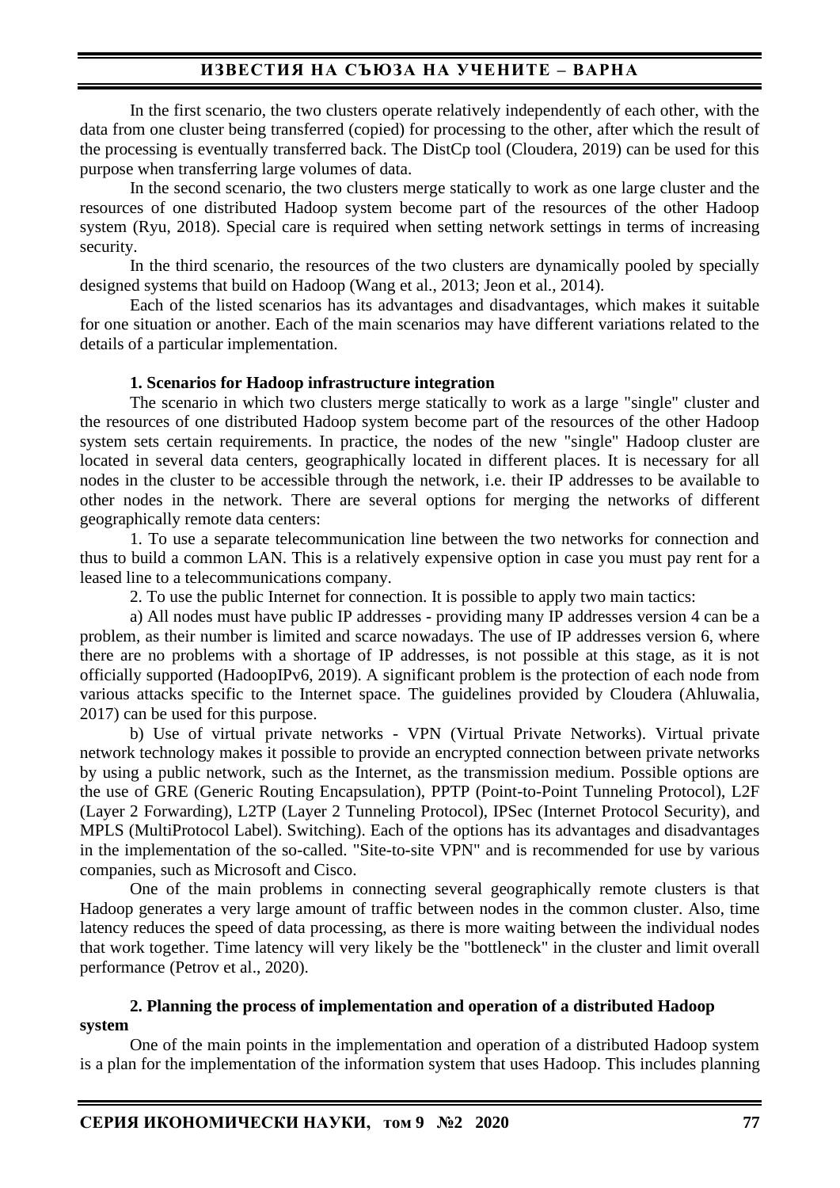In the first scenario, the two clusters operate relatively independently of each other, with the data from one cluster being transferred (copied) for processing to the other, after which the result of the processing is eventually transferred back. The DistCp tool (Cloudera, 2019) can be used for this purpose when transferring large volumes of data.

In the second scenario, the two clusters merge statically to work as one large cluster and the resources of one distributed Hadoop system become part of the resources of the other Hadoop system (Ryu, 2018). Special care is required when setting network settings in terms of increasing security.

In the third scenario, the resources of the two clusters are dynamically pooled by specially designed systems that build on Hadoop (Wang et al., 2013; Jeon et al., 2014).

Each of the listed scenarios has its advantages and disadvantages, which makes it suitable for one situation or another. Each of the main scenarios may have different variations related to the details of a particular implementation.

### 1. Scenarios for Hadoop infrastructure integration

The scenario in which two clusters merge statically to work as a large "single" cluster and the resources of one distributed Hadoop system become part of the resources of the other Hadoop system sets certain requirements. In practice, the nodes of the new "single" Hadoop cluster are located in several data centers, geographically located in different places. It is necessary for all nodes in the cluster to be accessible through the network, i.e. their IP addresses to be available to other nodes in the network. There are several options for merging the networks of different geographically remote data centers:

1. To use a separate telecommunication line between the two networks for connection and thus to build a common LAN. This is a relatively expensive option in case you must pay rent for a leased line to a telecommunications company.

2. To use the public Internet for connection. It is possible to apply two main tactics:

a) All nodes must have public IP addresses - providing many IP addresses version 4 can be a problem, as their number is limited and scarce nowadays. The use of IP addresses version 6, where there are no problems with a shortage of IP addresses, is not possible at this stage, as it is not officially supported (HadoopIPv6, 2019). A significant problem is the protection of each node from various attacks specific to the Internet space. The guidelines provided by Cloudera (Ahluwalia, 2017) can be used for this purpose.

b) Use of virtual private networks - VPN (Virtual Private Networks). Virtual private network technology makes it possible to provide an encrypted connection between private networks by using a public network, such as the Internet, as the transmission medium. Possible options are the use of GRE (Generic Routing Encapsulation), PPTP (Point-to-Point Tunneling Protocol), L2F (Layer 2 Forwarding), L2TP (Layer 2 Tunneling Protocol), IPSec (Internet Protocol Security), and MPLS (MultiProtocol Label). Switching). Each of the options has its advantages and disadvantages in the implementation of the so-called. "Site-to-site VPN" and is recommended for use by various companies, such as Microsoft and Cisco.

One of the main problems in connecting several geographically remote clusters is that Hadoop generates a very large amount of traffic between nodes in the common cluster. Also, time latency reduces the speed of data processing, as there is more waiting between the individual nodes that work together. Time latency will very likely be the "bottleneck" in the cluster and limit overall performance (Petrov et al., 2020).

### 2. Planning the process of implementation and operation of a distributed Hadoop system

One of the main points in the implementation and operation of a distributed Hadoop system is a plan for the implementation of the information system that uses Hadoop. This includes planning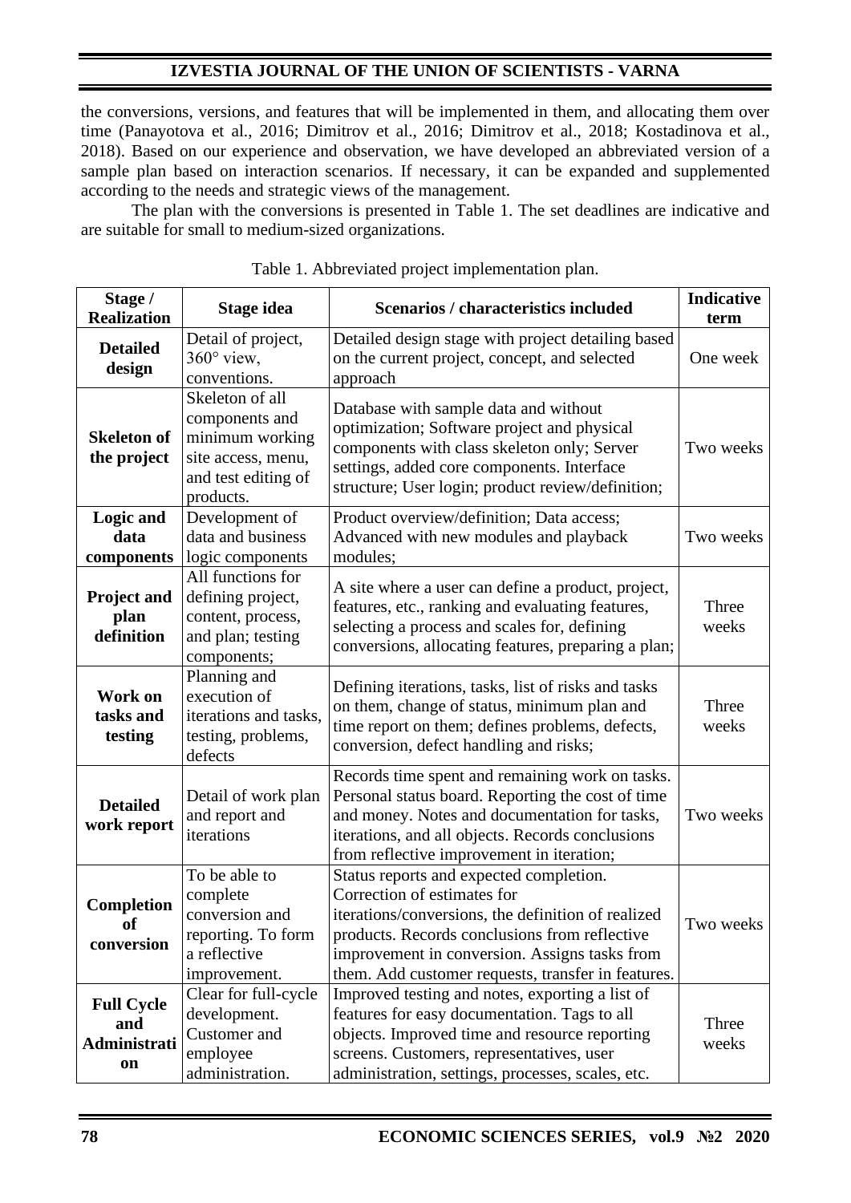the conversions, versions, and features that will be implemented in them, and allocating them over time (Panayotova et al., 2016; Dimitrov et al., 2016; Dimitrov et al., 2018; Kostadinova et al., 2018). Based on our experience and observation, we have developed an abbreviated version of a sample plan based on interaction scenarios. If necessary, it can be expanded and supplemented according to the needs and strategic views of the management.

The plan with the conversions is presented in Table 1. The set deadlines are indicative and are suitable for small to medium-sized organizations.

Table 1. Abbreviated project implementation plan.

| Stage / Realization | Stage idea | Scenarios / characteristics included | Indicative term |
|---|---|---|---|
| **Detailed design** | Detail of project, 360° view, conventions. | Detailed design stage with project detailing based on the current project, concept, and selected approach | One week |
| **Skeleton of the project** | Skeleton of all components and minimum working site access, menu, and test editing of products. | Database with sample data and without optimization; Software project and physical components with class skeleton only; Server settings, added core components. Interface structure; User login; product review/definition; | Two weeks |
| **Logic and data components** | Development of data and business logic components | Product overview/definition; Data access; Advanced with new modules and playback modules; | Two weeks |
| **Project and plan definition** | All functions for defining project, content, process, and plan; testing components; | A site where a user can define a product, project, features, etc., ranking and evaluating features, selecting a process and scales for, defining conversions, allocating features, preparing a plan; | Three weeks |
| **Work on tasks and testing** | Planning and execution of iterations and tasks, testing, problems, defects | Defining iterations, tasks, list of risks and tasks on them, change of status, minimum plan and time report on them; defines problems, defects, conversion, defect handling and risks; | Three weeks |
| **Detailed work report** | Detail of work plan and report and iterations | Records time spent and remaining work on tasks. Personal status board. Reporting the cost of time and money. Notes and documentation for tasks, iterations, and all objects. Records conclusions from reflective improvement in iteration; | Two weeks |
| **Completion of conversion** | To be able to complete conversion and reporting. To form a reflective improvement. | Status reports and expected completion. Correction of estimates for iterations/conversions, the definition of realized products. Records conclusions from reflective improvement in conversion. Assigns tasks from them. Add customer requests, transfer in features. | Two weeks |
| **Full Cycle and Administration** | Clear for full-cycle development. Customer and employee administration. | Improved testing and notes, exporting a list of features for easy documentation. Tags to all objects. Improved time and resource reporting screens. Customers, representatives, user administration, settings, processes, scales, etc. | Three weeks |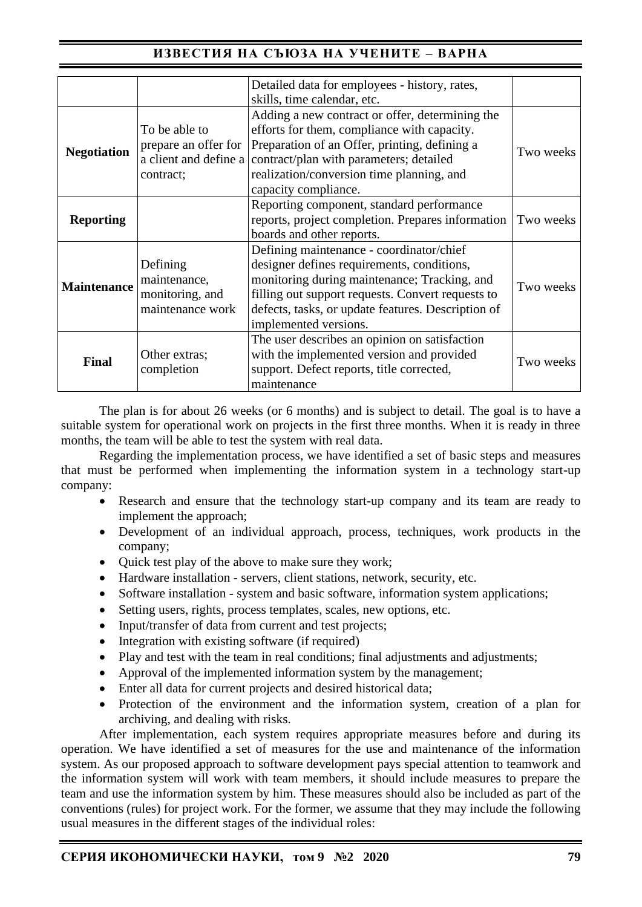| | | | |
|---|---|---|---|
| | | Detailed data for employees - history, rates, skills, time calendar, etc. | |
| **Negotiation** | To be able to prepare an offer for a client and define a contract; | Adding a new contract or offer, determining the efforts for them, compliance with capacity. Preparation of an Offer, printing, defining a contract/plan with parameters; detailed realization/conversion time planning, and capacity compliance. | Two weeks |
| **Reporting** | | Reporting component, standard performance reports, project completion. Prepares information boards and other reports. | Two weeks |
| **Maintenance** | Defining maintenance, monitoring, and maintenance work | Defining maintenance - coordinator/chief designer defines requirements, conditions, monitoring during maintenance; Tracking, and filling out support requests. Convert requests to defects, tasks, or update features. Description of implemented versions. | Two weeks |
| **Final** | Other extras; completion | The user describes an opinion on satisfaction with the implemented version and provided support. Defect reports, title corrected, maintenance | Two weeks |

The plan is for about 26 weeks (or 6 months) and is subject to detail. The goal is to have a suitable system for operational work on projects in the first three months. When it is ready in three months, the team will be able to test the system with real data.

Regarding the implementation process, we have identified a set of basic steps and measures that must be performed when implementing the information system in a technology start-up company:

- Research and ensure that the technology start-up company and its team are ready to implement the approach;
- Development of an individual approach, process, techniques, work products in the company;
- Quick test play of the above to make sure they work;
- Hardware installation - servers, client stations, network, security, etc.
- Software installation - system and basic software, information system applications;
- Setting users, rights, process templates, scales, new options, etc.
- Input/transfer of data from current and test projects;
- Integration with existing software (if required)
- Play and test with the team in real conditions; final adjustments and adjustments;
- Approval of the implemented information system by the management;
- Enter all data for current projects and desired historical data;
- Protection of the environment and the information system, creation of a plan for archiving, and dealing with risks.

After implementation, each system requires appropriate measures before and during its operation. We have identified a set of measures for the use and maintenance of the information system. As our proposed approach to software development pays special attention to teamwork and the information system will work with team members, it should include measures to prepare the team and use the information system by him. These measures should also be included as part of the conventions (rules) for project work. For the former, we assume that they may include the following usual measures in the different stages of the individual roles: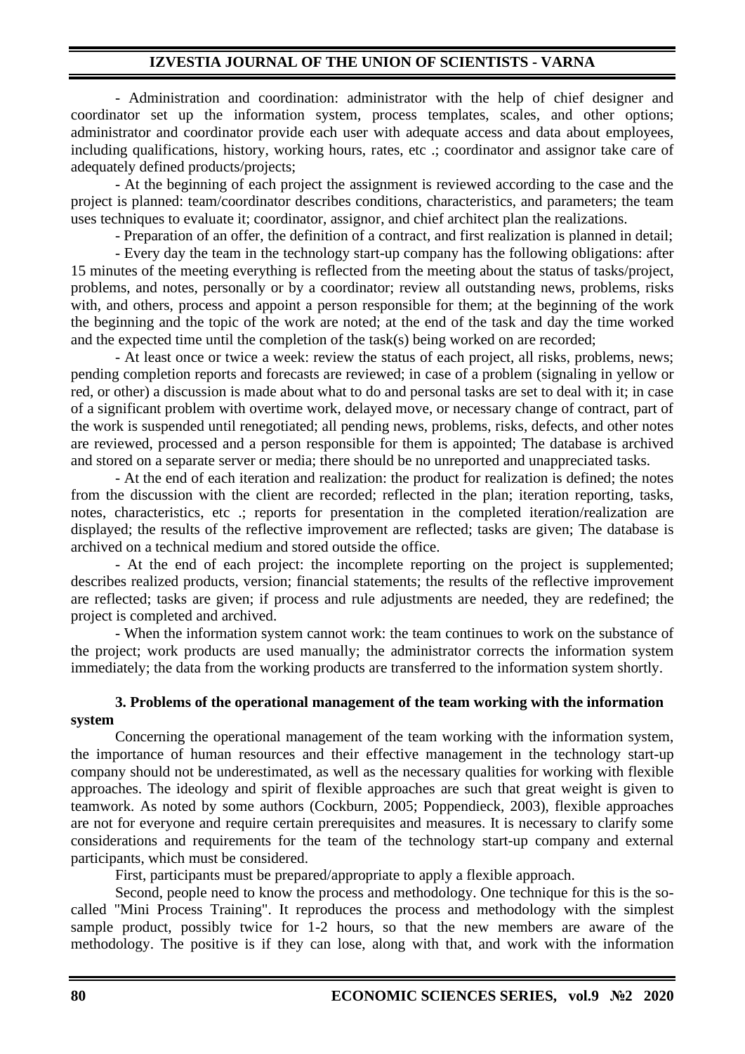- Administration and coordination: administrator with the help of chief designer and coordinator set up the information system, process templates, scales, and other options; administrator and coordinator provide each user with adequate access and data about employees, including qualifications, history, working hours, rates, etc .; coordinator and assignor take care of adequately defined products/projects;

- At the beginning of each project the assignment is reviewed according to the case and the project is planned: team/coordinator describes conditions, characteristics, and parameters; the team uses techniques to evaluate it; coordinator, assignor, and chief architect plan the realizations.

- Preparation of an offer, the definition of a contract, and first realization is planned in detail;

- Every day the team in the technology start-up company has the following obligations: after 15 minutes of the meeting everything is reflected from the meeting about the status of tasks/project, problems, and notes, personally or by a coordinator; review all outstanding news, problems, risks with, and others, process and appoint a person responsible for them; at the beginning of the work the beginning and the topic of the work are noted; at the end of the task and day the time worked and the expected time until the completion of the task(s) being worked on are recorded;

- At least once or twice a week: review the status of each project, all risks, problems, news; pending completion reports and forecasts are reviewed; in case of a problem (signaling in yellow or red, or other) a discussion is made about what to do and personal tasks are set to deal with it; in case of a significant problem with overtime work, delayed move, or necessary change of contract, part of the work is suspended until renegotiated; all pending news, problems, risks, defects, and other notes are reviewed, processed and a person responsible for them is appointed; The database is archived and stored on a separate server or media; there should be no unreported and unappreciated tasks.

- At the end of each iteration and realization: the product for realization is defined; the notes from the discussion with the client are recorded; reflected in the plan; iteration reporting, tasks, notes, characteristics, etc .; reports for presentation in the completed iteration/realization are displayed; the results of the reflective improvement are reflected; tasks are given; The database is archived on a technical medium and stored outside the office.

- At the end of each project: the incomplete reporting on the project is supplemented; describes realized products, version; financial statements; the results of the reflective improvement are reflected; tasks are given; if process and rule adjustments are needed, they are redefined; the project is completed and archived.

- When the information system cannot work: the team continues to work on the substance of the project; work products are used manually; the administrator corrects the information system immediately; the data from the working products are transferred to the information system shortly.

### 3. Problems of the operational management of the team working with the information system

Concerning the operational management of the team working with the information system, the importance of human resources and their effective management in the technology start-up company should not be underestimated, as well as the necessary qualities for working with flexible approaches. The ideology and spirit of flexible approaches are such that great weight is given to teamwork. As noted by some authors (Cockburn, 2005; Poppendieck, 2003), flexible approaches are not for everyone and require certain prerequisites and measures. It is necessary to clarify some considerations and requirements for the team of the technology start-up company and external participants, which must be considered.

First, participants must be prepared/appropriate to apply a flexible approach.

Second, people need to know the process and methodology. One technique for this is the so-called "Mini Process Training". It reproduces the process and methodology with the simplest sample product, possibly twice for 1-2 hours, so that the new members are aware of the methodology. The positive is if they can lose, along with that, and work with the information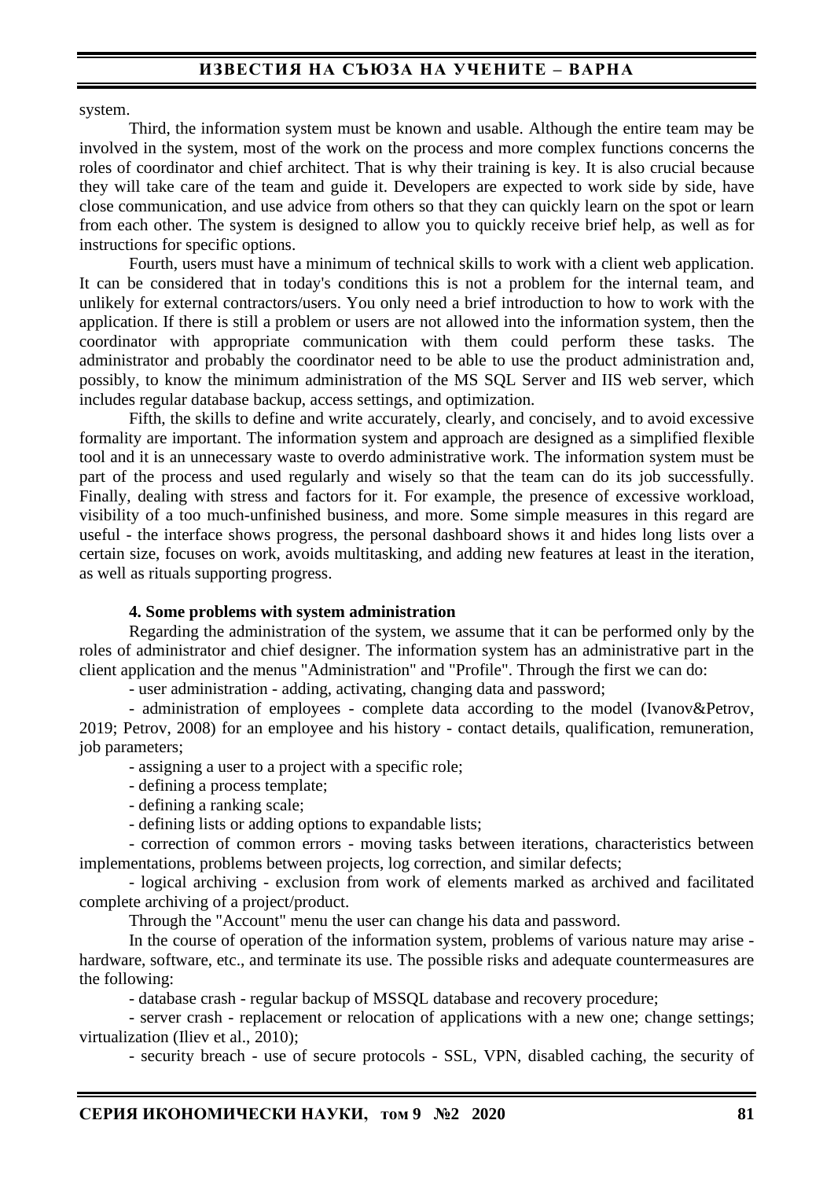system.

Third, the information system must be known and usable. Although the entire team may be involved in the system, most of the work on the process and more complex functions concerns the roles of coordinator and chief architect. That is why their training is key. It is also crucial because they will take care of the team and guide it. Developers are expected to work side by side, have close communication, and use advice from others so that they can quickly learn on the spot or learn from each other. The system is designed to allow you to quickly receive brief help, as well as for instructions for specific options.

Fourth, users must have a minimum of technical skills to work with a client web application. It can be considered that in today's conditions this is not a problem for the internal team, and unlikely for external contractors/users. You only need a brief introduction to how to work with the application. If there is still a problem or users are not allowed into the information system, then the coordinator with appropriate communication with them could perform these tasks. The administrator and probably the coordinator need to be able to use the product administration and, possibly, to know the minimum administration of the MS SQL Server and IIS web server, which includes regular database backup, access settings, and optimization.

Fifth, the skills to define and write accurately, clearly, and concisely, and to avoid excessive formality are important. The information system and approach are designed as a simplified flexible tool and it is an unnecessary waste to overdo administrative work. The information system must be part of the process and used regularly and wisely so that the team can do its job successfully. Finally, dealing with stress and factors for it. For example, the presence of excessive workload, visibility of a too much-unfinished business, and more. Some simple measures in this regard are useful - the interface shows progress, the personal dashboard shows it and hides long lists over a certain size, focuses on work, avoids multitasking, and adding new features at least in the iteration, as well as rituals supporting progress.

**4. Some problems with system administration**

Regarding the administration of the system, we assume that it can be performed only by the roles of administrator and chief designer. The information system has an administrative part in the client application and the menus "Administration" and "Profile". Through the first we can do:

- user administration - adding, activating, changing data and password;
- administration of employees - complete data according to the model (Ivanov&Petrov, 2019; Petrov, 2008) for an employee and his history - contact details, qualification, remuneration, job parameters;
- assigning a user to a project with a specific role;
- defining a process template;
- defining a ranking scale;
- defining lists or adding options to expandable lists;
- correction of common errors - moving tasks between iterations, characteristics between implementations, problems between projects, log correction, and similar defects;
- logical archiving - exclusion from work of elements marked as archived and facilitated complete archiving of a project/product.

Through the "Account" menu the user can change his data and password.

In the course of operation of the information system, problems of various nature may arise - hardware, software, etc., and terminate its use. The possible risks and adequate countermeasures are the following:

- database crash - regular backup of MSSQL database and recovery procedure;
- server crash - replacement or relocation of applications with a new one; change settings; virtualization (Iliev et al., 2010);
- security breach - use of secure protocols - SSL, VPN, disabled caching, the security of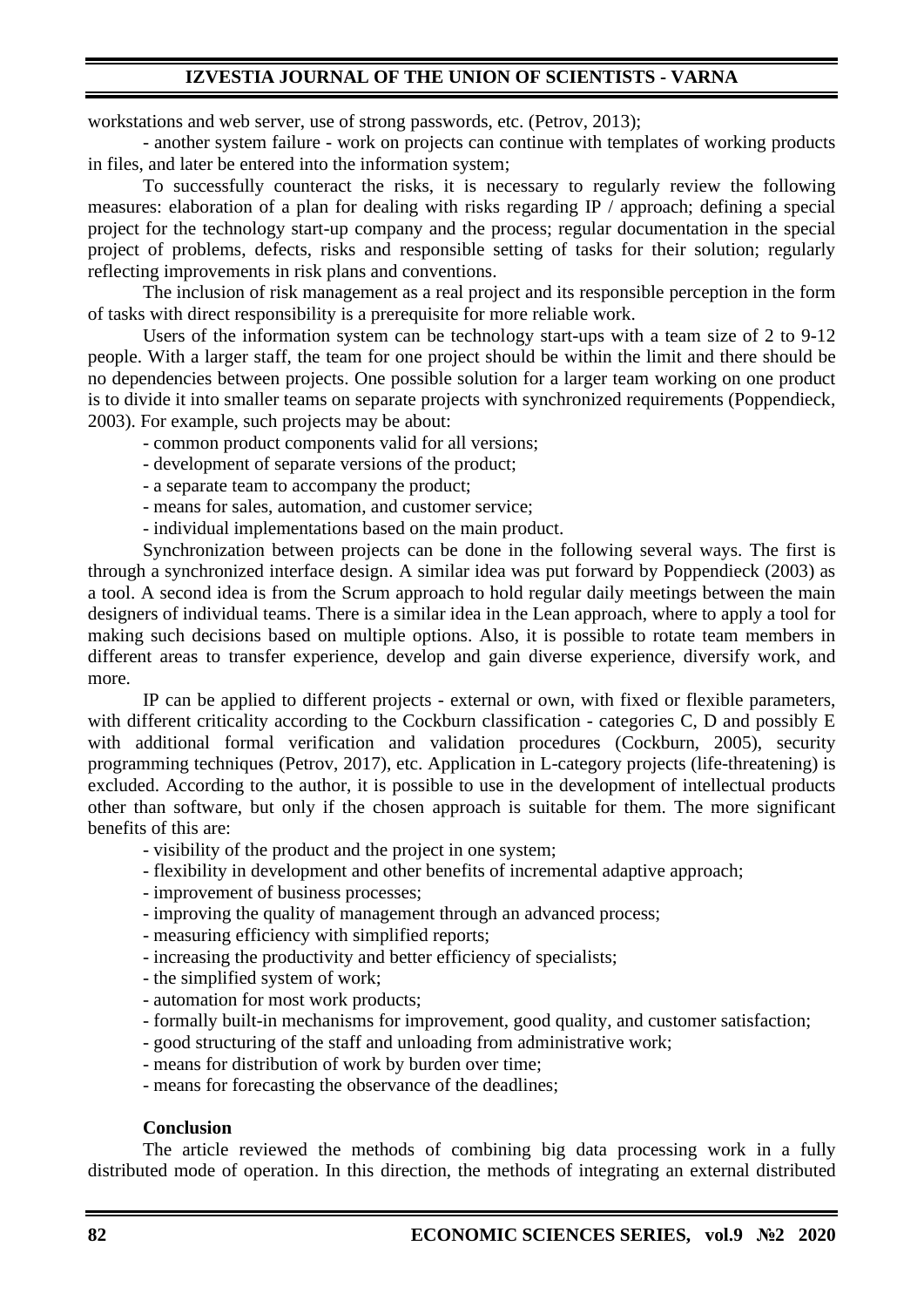workstations and web server, use of strong passwords, etc. (Petrov, 2013);

- another system failure - work on projects can continue with templates of working products in files, and later be entered into the information system;

To successfully counteract the risks, it is necessary to regularly review the following measures: elaboration of a plan for dealing with risks regarding IP / approach; defining a special project for the technology start-up company and the process; regular documentation in the special project of problems, defects, risks and responsible setting of tasks for their solution; regularly reflecting improvements in risk plans and conventions.

The inclusion of risk management as a real project and its responsible perception in the form of tasks with direct responsibility is a prerequisite for more reliable work.

Users of the information system can be technology start-ups with a team size of 2 to 9-12 people. With a larger staff, the team for one project should be within the limit and there should be no dependencies between projects. One possible solution for a larger team working on one product is to divide it into smaller teams on separate projects with synchronized requirements (Poppendieck, 2003). For example, such projects may be about:

- common product components valid for all versions;
- development of separate versions of the product;
- a separate team to accompany the product;
- means for sales, automation, and customer service;
- individual implementations based on the main product.

Synchronization between projects can be done in the following several ways. The first is through a synchronized interface design. A similar idea was put forward by Poppendieck (2003) as a tool. A second idea is from the Scrum approach to hold regular daily meetings between the main designers of individual teams. There is a similar idea in the Lean approach, where to apply a tool for making such decisions based on multiple options. Also, it is possible to rotate team members in different areas to transfer experience, develop and gain diverse experience, diversify work, and more.

IP can be applied to different projects - external or own, with fixed or flexible parameters, with different criticality according to the Cockburn classification - categories C, D and possibly E with additional formal verification and validation procedures (Cockburn, 2005), security programming techniques (Petrov, 2017), etc. Application in L-category projects (life-threatening) is excluded. According to the author, it is possible to use in the development of intellectual products other than software, but only if the chosen approach is suitable for them. The more significant benefits of this are:

- visibility of the product and the project in one system;
- flexibility in development and other benefits of incremental adaptive approach;
- improvement of business processes;
- improving the quality of management through an advanced process;
- measuring efficiency with simplified reports;
- increasing the productivity and better efficiency of specialists;
- the simplified system of work;
- automation for most work products;
- formally built-in mechanisms for improvement, good quality, and customer satisfaction;
- good structuring of the staff and unloading from administrative work;
- means for distribution of work by burden over time;
- means for forecasting the observance of the deadlines;

## Conclusion

The article reviewed the methods of combining big data processing work in a fully distributed mode of operation. In this direction, the methods of integrating an external distributed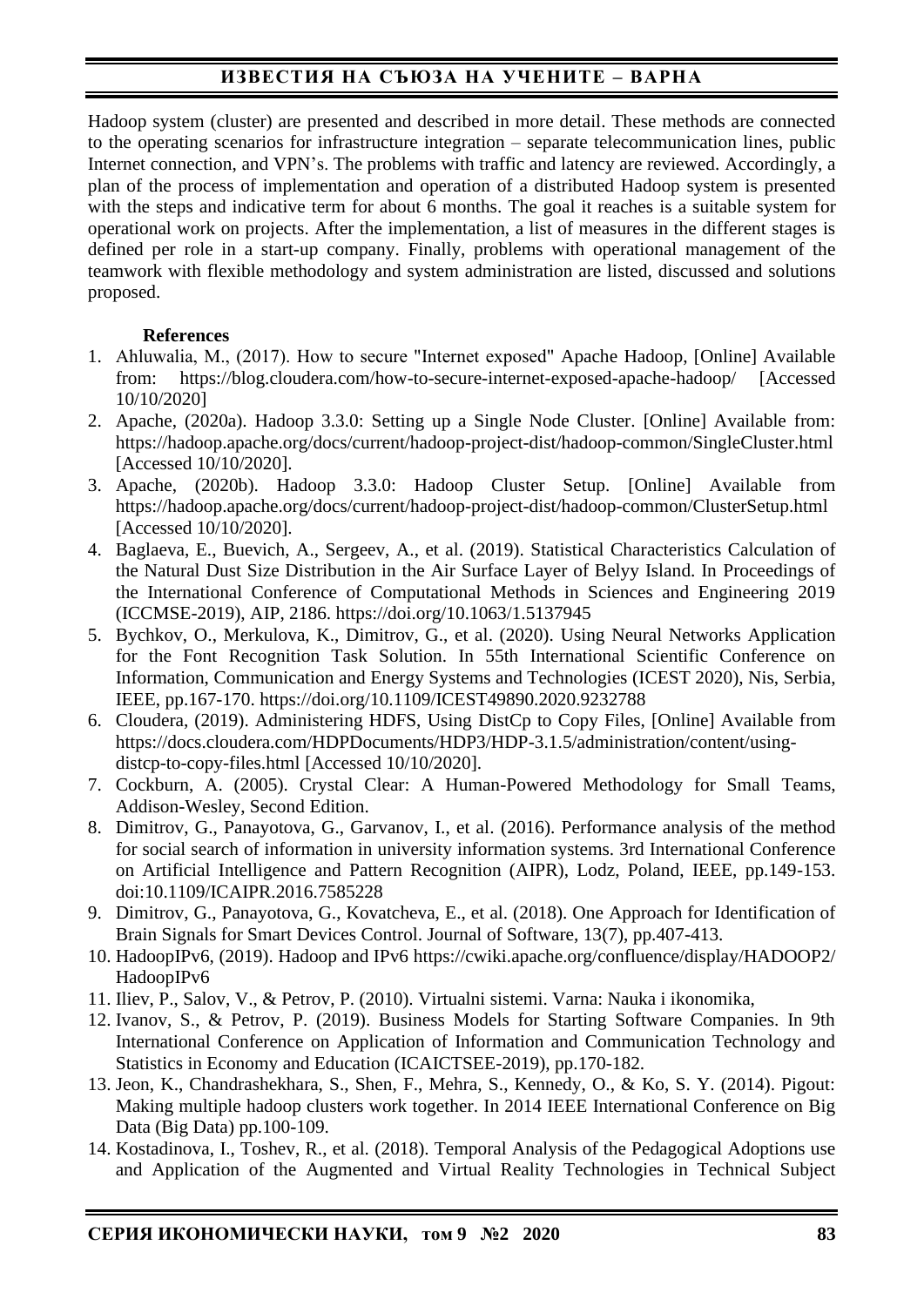Hadoop system (cluster) are presented and described in more detail. These methods are connected to the operating scenarios for infrastructure integration – separate telecommunication lines, public Internet connection, and VPN's. The problems with traffic and latency are reviewed. Accordingly, a plan of the process of implementation and operation of a distributed Hadoop system is presented with the steps and indicative term for about 6 months. The goal it reaches is a suitable system for operational work on projects. After the implementation, a list of measures in the different stages is defined per role in a start-up company. Finally, problems with operational management of the teamwork with flexible methodology and system administration are listed, discussed and solutions proposed.

**References**

1. Ahluwalia, M., (2017). How to secure "Internet exposed" Apache Hadoop, [Online] Available from: https://blog.cloudera.com/how-to-secure-internet-exposed-apache-hadoop/ [Accessed 10/10/2020]
2. Apache, (2020a). Hadoop 3.3.0: Setting up a Single Node Cluster. [Online] Available from: https://hadoop.apache.org/docs/current/hadoop-project-dist/hadoop-common/SingleCluster.html [Accessed 10/10/2020].
3. Apache, (2020b). Hadoop 3.3.0: Hadoop Cluster Setup. [Online] Available from https://hadoop.apache.org/docs/current/hadoop-project-dist/hadoop-common/ClusterSetup.html [Accessed 10/10/2020].
4. Baglaeva, E., Buevich, A., Sergeev, A., et al. (2019). Statistical Characteristics Calculation of the Natural Dust Size Distribution in the Air Surface Layer of Belyy Island. In Proceedings of the International Conference of Computational Methods in Sciences and Engineering 2019 (ICCMSE-2019), AIP, 2186. https://doi.org/10.1063/1.5137945
5. Bychkov, O., Merkulova, K., Dimitrov, G., et al. (2020). Using Neural Networks Application for the Font Recognition Task Solution. In 55th International Scientific Conference on Information, Communication and Energy Systems and Technologies (ICEST 2020), Nis, Serbia, IEEE, pp.167-170. https://doi.org/10.1109/ICEST49890.2020.9232788
6. Cloudera, (2019). Administering HDFS, Using DistCp to Copy Files, [Online] Available from https://docs.cloudera.com/HDPDocuments/HDP3/HDP-3.1.5/administration/content/using-distcp-to-copy-files.html [Accessed 10/10/2020].
7. Cockburn, A. (2005). Crystal Clear: A Human-Powered Methodology for Small Teams, Addison-Wesley, Second Edition.
8. Dimitrov, G., Panayotova, G., Garvanov, I., et al. (2016). Performance analysis of the method for social search of information in university information systems. 3rd International Conference on Artificial Intelligence and Pattern Recognition (AIPR), Lodz, Poland, IEEE, pp.149-153. doi:10.1109/ICAIPR.2016.7585228
9. Dimitrov, G., Panayotova, G., Kovatcheva, E., et al. (2018). One Approach for Identification of Brain Signals for Smart Devices Control. Journal of Software, 13(7), pp.407-413.
10. HadoopIPv6, (2019). Hadoop and IPv6 https://cwiki.apache.org/confluence/display/HADOOP2/HadoopIPv6
11. Iliev, P., Salov, V., & Petrov, P. (2010). Virtualni sistemi. Varna: Nauka i ikonomika,
12. Ivanov, S., & Petrov, P. (2019). Business Models for Starting Software Companies. In 9th International Conference on Application of Information and Communication Technology and Statistics in Economy and Education (ICAICTSEE-2019), pp.170-182.
13. Jeon, K., Chandrashekhara, S., Shen, F., Mehra, S., Kennedy, O., & Ko, S. Y. (2014). Pigout: Making multiple hadoop clusters work together. In 2014 IEEE International Conference on Big Data (Big Data) pp.100-109.
14. Kostadinova, I., Toshev, R., et al. (2018). Temporal Analysis of the Pedagogical Adoptions use and Application of the Augmented and Virtual Reality Technologies in Technical Subject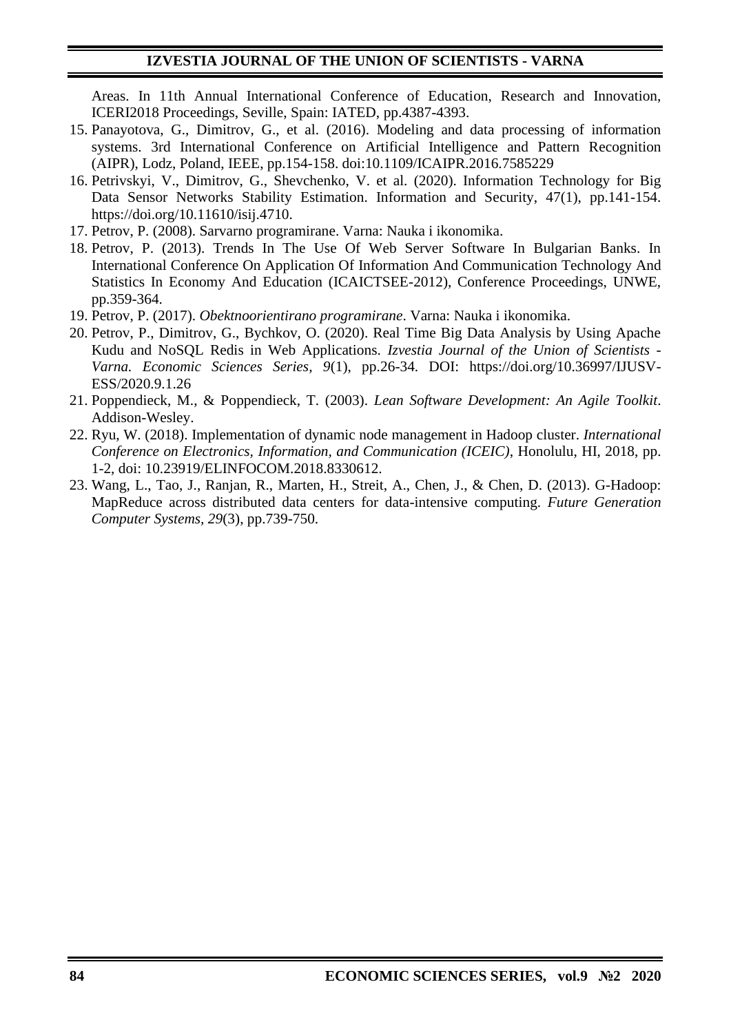Areas. In 11th Annual International Conference of Education, Research and Innovation, ICERI2018 Proceedings, Seville, Spain: IATED, pp.4387-4393.

15. Panayotova, G., Dimitrov, G., et al. (2016). Modeling and data processing of information systems. 3rd International Conference on Artificial Intelligence and Pattern Recognition (AIPR), Lodz, Poland, IEEE, pp.154-158. doi:10.1109/ICAIPR.2016.7585229
16. Petrivskyi, V., Dimitrov, G., Shevchenko, V. et al. (2020). Information Technology for Big Data Sensor Networks Stability Estimation. Information and Security, 47(1), pp.141-154. https://doi.org/10.11610/isij.4710.
17. Petrov, P. (2008). Sarvarno programirane. Varna: Nauka i ikonomika.
18. Petrov, P. (2013). Trends In The Use Of Web Server Software In Bulgarian Banks. In International Conference On Application Of Information And Communication Technology And Statistics In Economy And Education (ICAICTSEE-2012), Conference Proceedings, UNWE, pp.359-364.
19. Petrov, P. (2017). *Obektnoorientirano programirane*. Varna: Nauka i ikonomika.
20. Petrov, P., Dimitrov, G., Bychkov, O. (2020). Real Time Big Data Analysis by Using Apache Kudu and NoSQL Redis in Web Applications. *Izvestia Journal of the Union of Scientists - Varna. Economic Sciences Series, 9*(1), pp.26-34. DOI: https://doi.org/10.36997/IJUSV-ESS/2020.9.1.26
21. Poppendieck, M., & Poppendieck, T. (2003). *Lean Software Development: An Agile Toolkit*. Addison-Wesley.
22. Ryu, W. (2018). Implementation of dynamic node management in Hadoop cluster. *International Conference on Electronics, Information, and Communication (ICEIC)*, Honolulu, HI, 2018, pp. 1-2, doi: 10.23919/ELINFOCOM.2018.8330612.
23. Wang, L., Tao, J., Ranjan, R., Marten, H., Streit, A., Chen, J., & Chen, D. (2013). G-Hadoop: MapReduce across distributed data centers for data-intensive computing. *Future Generation Computer Systems, 29*(3), pp.739-750.